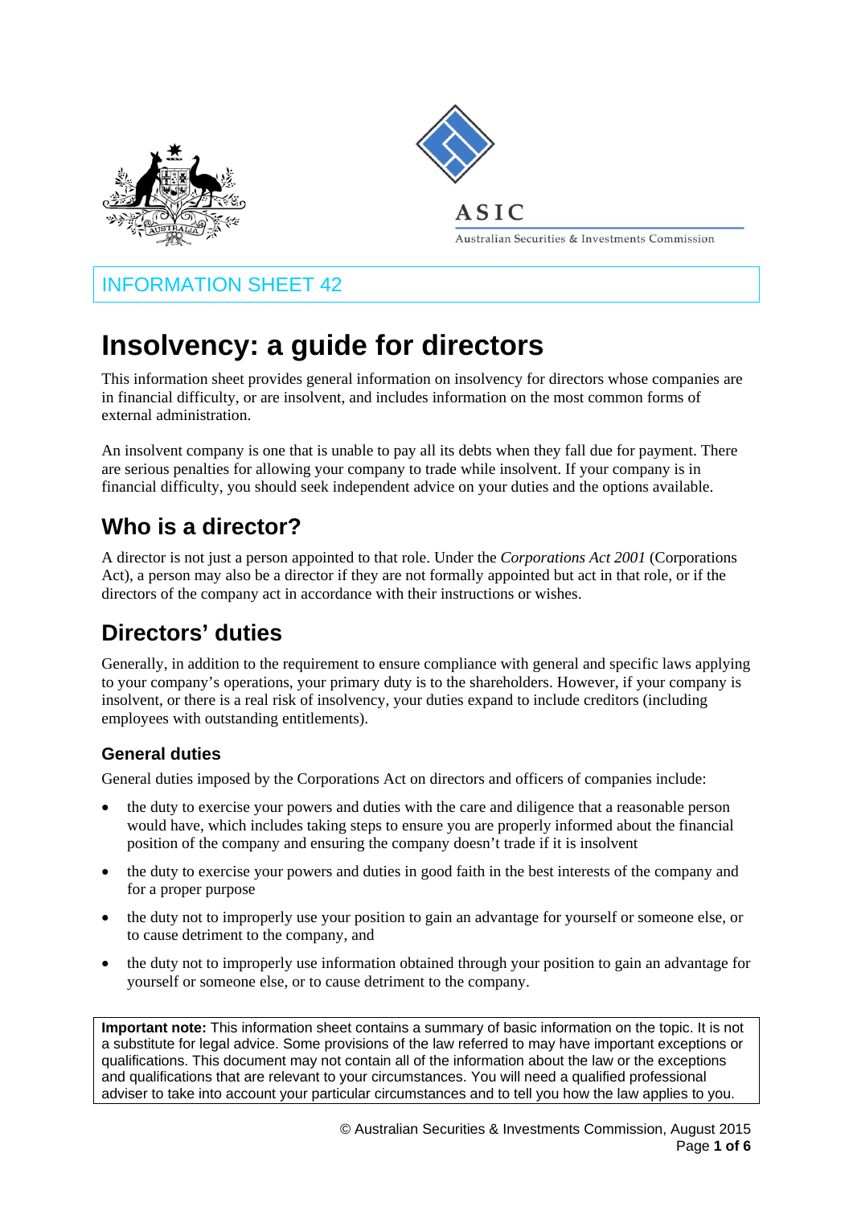INFORMATION SHEET 42

# Insolvency: a guide for directors

This information sheet provides general information on insolvency for directors whose companies are in financial difficulty, or are insolvent, and includes information on the most common forms of external administration.

An insolvent company is one that is unable to pay all its debts when they fall due for payment. There are serious penalties for allowing your company to trade while insolvent. If your company is in financial difficulty, you should seek independent advice on your duties and the options available.

## Who is a director?

A director is not just a person appointed to that role. Under the *Corporations Act 2001* (Corporations Act), a person may also be a director if they are not formally appointed but act in that role, or if the directors of the company act in accordance with their instructions or wishes.

## Directors' duties

Generally, in addition to the requirement to ensure compliance with general and specific laws applying to your company's operations, your primary duty is to the shareholders. However, if your company is insolvent, or there is a real risk of insolvency, your duties expand to include creditors (including employees with outstanding entitlements).

### General duties

General duties imposed by the Corporations Act on directors and officers of companies include:

- the duty to exercise your powers and duties with the care and diligence that a reasonable person would have, which includes taking steps to ensure you are properly informed about the financial position of the company and ensuring the company doesn't trade if it is insolvent
- the duty to exercise your powers and duties in good faith in the best interests of the company and for a proper purpose
- the duty not to improperly use your position to gain an advantage for yourself or someone else, or to cause detriment to the company, and
- the duty not to improperly use information obtained through your position to gain an advantage for yourself or someone else, or to cause detriment to the company.

**Important note:** This information sheet contains a summary of basic information on the topic. It is not a substitute for legal advice. Some provisions of the law referred to may have important exceptions or qualifications. This document may not contain all of the information about the law or the exceptions and qualifications that are relevant to your circumstances. You will need a qualified professional adviser to take into account your particular circumstances and to tell you how the law applies to you.

© Australian Securities & Investments Commission, August 2015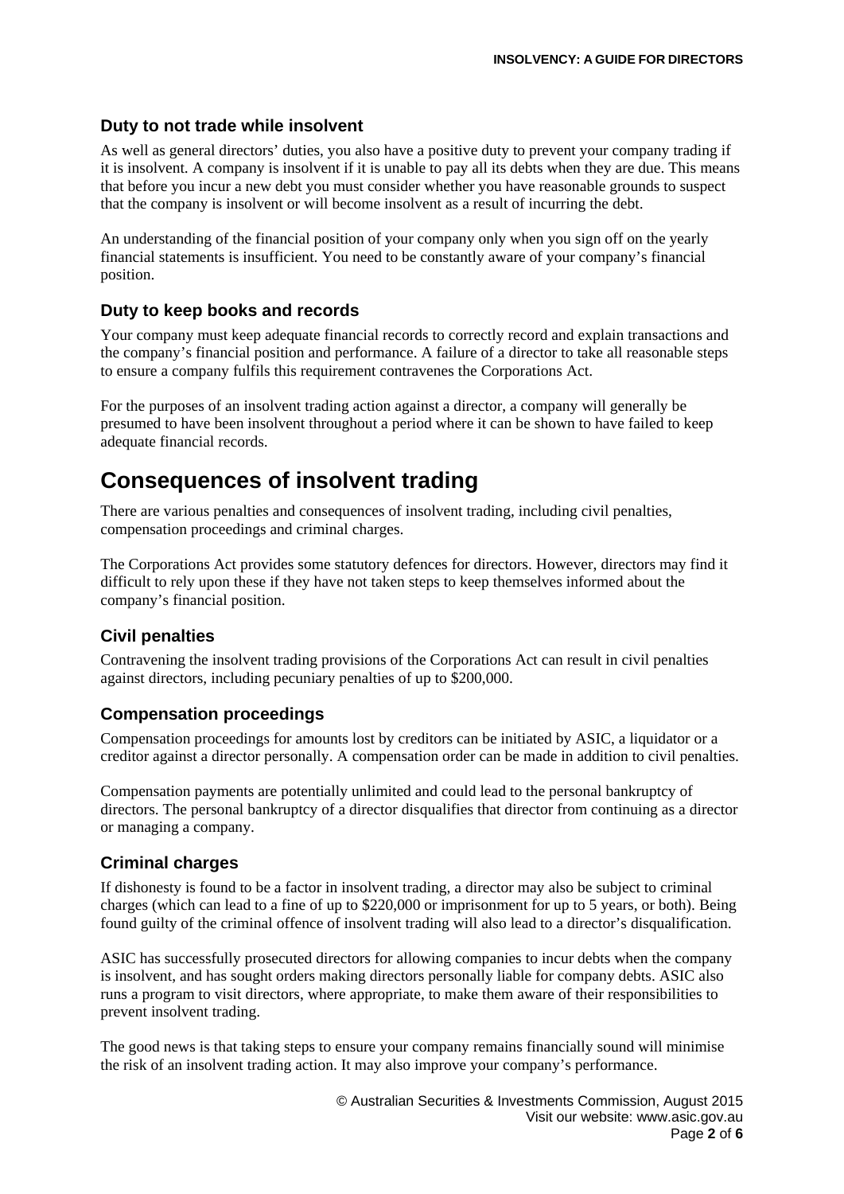### Duty to not trade while insolvent

As well as general directors' duties, you also have a positive duty to prevent your company trading if it is insolvent. A company is insolvent if it is unable to pay all its debts when they are due. This means that before you incur a new debt you must consider whether you have reasonable grounds to suspect that the company is insolvent or will become insolvent as a result of incurring the debt.

An understanding of the financial position of your company only when you sign off on the yearly financial statements is insufficient. You need to be constantly aware of your company's financial position.

### Duty to keep books and records

Your company must keep adequate financial records to correctly record and explain transactions and the company's financial position and performance. A failure of a director to take all reasonable steps to ensure a company fulfils this requirement contravenes the Corporations Act.

For the purposes of an insolvent trading action against a director, a company will generally be presumed to have been insolvent throughout a period where it can be shown to have failed to keep adequate financial records.

## Consequences of insolvent trading

There are various penalties and consequences of insolvent trading, including civil penalties, compensation proceedings and criminal charges.

The Corporations Act provides some statutory defences for directors. However, directors may find it difficult to rely upon these if they have not taken steps to keep themselves informed about the company's financial position.

### Civil penalties

Contravening the insolvent trading provisions of the Corporations Act can result in civil penalties against directors, including pecuniary penalties of up to $200,000.

### Compensation proceedings

Compensation proceedings for amounts lost by creditors can be initiated by ASIC, a liquidator or a creditor against a director personally. A compensation order can be made in addition to civil penalties.

Compensation payments are potentially unlimited and could lead to the personal bankruptcy of directors. The personal bankruptcy of a director disqualifies that director from continuing as a director or managing a company.

### Criminal charges

If dishonesty is found to be a factor in insolvent trading, a director may also be subject to criminal charges (which can lead to a fine of up to $220,000 or imprisonment for up to 5 years, or both). Being found guilty of the criminal offence of insolvent trading will also lead to a director's disqualification.

ASIC has successfully prosecuted directors for allowing companies to incur debts when the company is insolvent, and has sought orders making directors personally liable for company debts. ASIC also runs a program to visit directors, where appropriate, to make them aware of their responsibilities to prevent insolvent trading.

The good news is that taking steps to ensure your company remains financially sound will minimise the risk of an insolvent trading action. It may also improve your company's performance.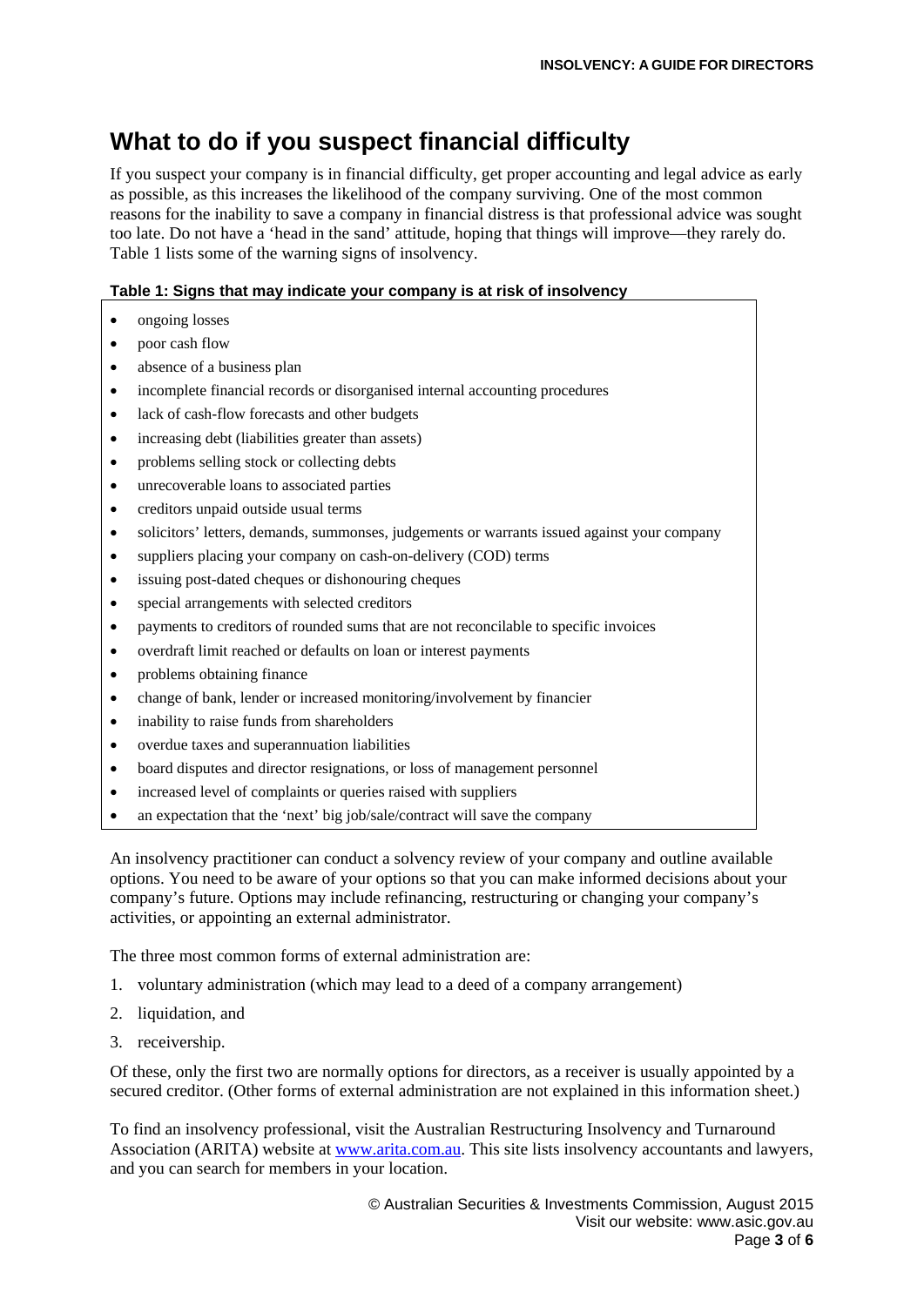# What to do if you suspect financial difficulty

If you suspect your company is in financial difficulty, get proper accounting and legal advice as early as possible, as this increases the likelihood of the company surviving. One of the most common reasons for the inability to save a company in financial distress is that professional advice was sought too late. Do not have a 'head in the sand' attitude, hoping that things will improve—they rarely do. Table 1 lists some of the warning signs of insolvency.

**Table 1: Signs that may indicate your company is at risk of insolvency**

- ongoing losses
- poor cash flow
- absence of a business plan
- incomplete financial records or disorganised internal accounting procedures
- lack of cash-flow forecasts and other budgets
- increasing debt (liabilities greater than assets)
- problems selling stock or collecting debts
- unrecoverable loans to associated parties
- creditors unpaid outside usual terms
- solicitors' letters, demands, summonses, judgements or warrants issued against your company
- suppliers placing your company on cash-on-delivery (COD) terms
- issuing post-dated cheques or dishonouring cheques
- special arrangements with selected creditors
- payments to creditors of rounded sums that are not reconcilable to specific invoices
- overdraft limit reached or defaults on loan or interest payments
- problems obtaining finance
- change of bank, lender or increased monitoring/involvement by financier
- inability to raise funds from shareholders
- overdue taxes and superannuation liabilities
- board disputes and director resignations, or loss of management personnel
- increased level of complaints or queries raised with suppliers
- an expectation that the 'next' big job/sale/contract will save the company

An insolvency practitioner can conduct a solvency review of your company and outline available options. You need to be aware of your options so that you can make informed decisions about your company's future. Options may include refinancing, restructuring or changing your company's activities, or appointing an external administrator.

The three most common forms of external administration are:

1. voluntary administration (which may lead to a deed of a company arrangement)
2. liquidation, and
3. receivership.

Of these, only the first two are normally options for directors, as a receiver is usually appointed by a secured creditor. (Other forms of external administration are not explained in this information sheet.)

To find an insolvency professional, visit the Australian Restructuring Insolvency and Turnaround Association (ARITA) website at [www.arita.com.au](http://www.arita.com.au). This site lists insolvency accountants and lawyers, and you can search for members in your location.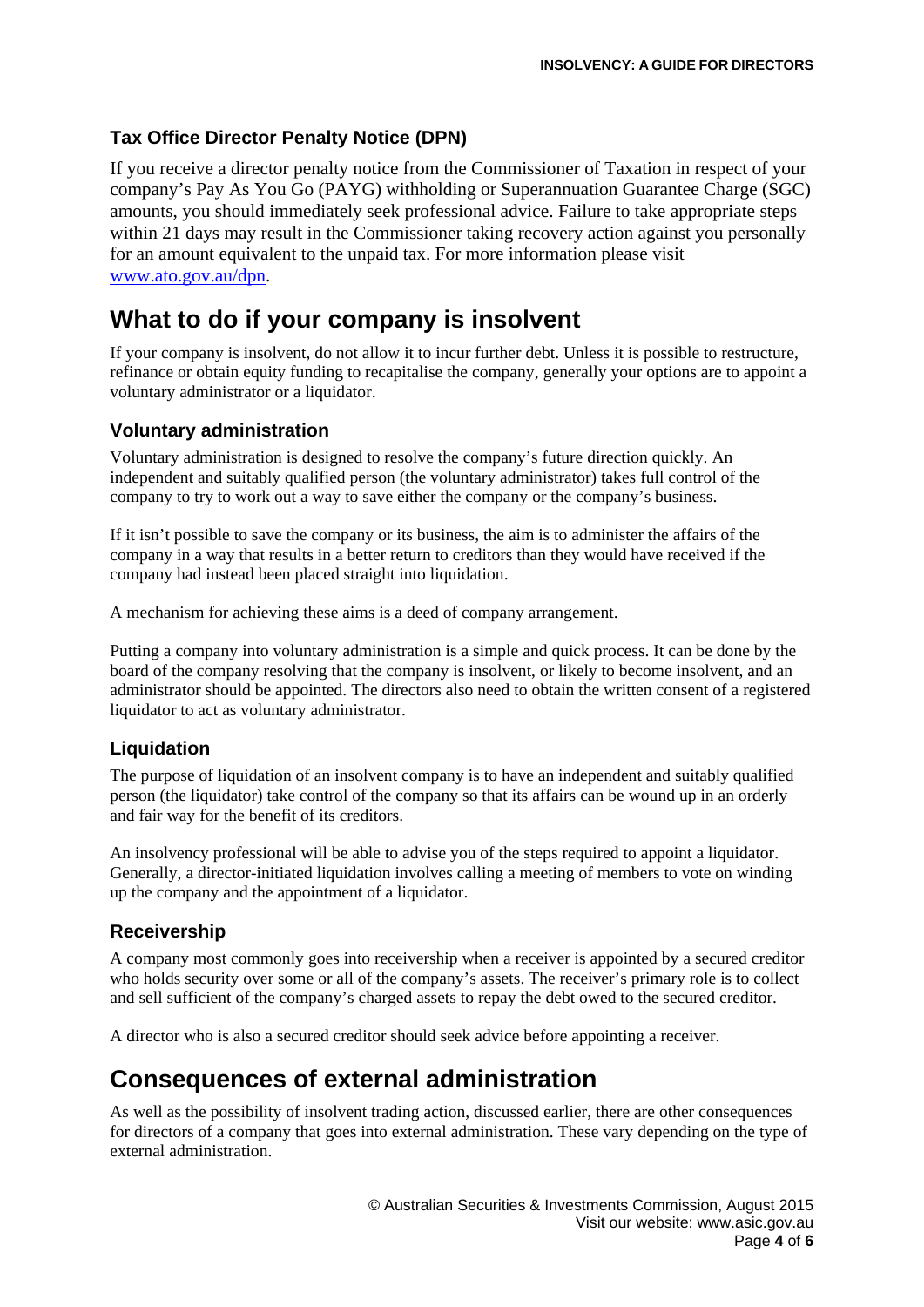### Tax Office Director Penalty Notice (DPN)

If you receive a director penalty notice from the Commissioner of Taxation in respect of your company's Pay As You Go (PAYG) withholding or Superannuation Guarantee Charge (SGC) amounts, you should immediately seek professional advice. Failure to take appropriate steps within 21 days may result in the Commissioner taking recovery action against you personally for an amount equivalent to the unpaid tax. For more information please visit [www.ato.gov.au/dpn](http://www.ato.gov.au/dpn).

## What to do if your company is insolvent

If your company is insolvent, do not allow it to incur further debt. Unless it is possible to restructure, refinance or obtain equity funding to recapitalise the company, generally your options are to appoint a voluntary administrator or a liquidator.

### Voluntary administration

Voluntary administration is designed to resolve the company's future direction quickly. An independent and suitably qualified person (the voluntary administrator) takes full control of the company to try to work out a way to save either the company or the company's business.

If it isn't possible to save the company or its business, the aim is to administer the affairs of the company in a way that results in a better return to creditors than they would have received if the company had instead been placed straight into liquidation.

A mechanism for achieving these aims is a deed of company arrangement.

Putting a company into voluntary administration is a simple and quick process. It can be done by the board of the company resolving that the company is insolvent, or likely to become insolvent, and an administrator should be appointed. The directors also need to obtain the written consent of a registered liquidator to act as voluntary administrator.

### Liquidation

The purpose of liquidation of an insolvent company is to have an independent and suitably qualified person (the liquidator) take control of the company so that its affairs can be wound up in an orderly and fair way for the benefit of its creditors.

An insolvency professional will be able to advise you of the steps required to appoint a liquidator. Generally, a director-initiated liquidation involves calling a meeting of members to vote on winding up the company and the appointment of a liquidator.

### Receivership

A company most commonly goes into receivership when a receiver is appointed by a secured creditor who holds security over some or all of the company's assets. The receiver's primary role is to collect and sell sufficient of the company's charged assets to repay the debt owed to the secured creditor.

A director who is also a secured creditor should seek advice before appointing a receiver.

## Consequences of external administration

As well as the possibility of insolvent trading action, discussed earlier, there are other consequences for directors of a company that goes into external administration. These vary depending on the type of external administration.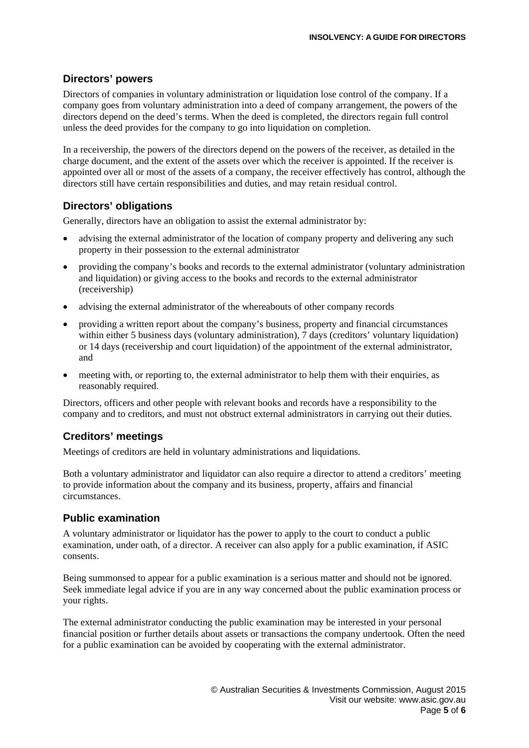## Directors' powers

Directors of companies in voluntary administration or liquidation lose control of the company. If a company goes from voluntary administration into a deed of company arrangement, the powers of the directors depend on the deed's terms. When the deed is completed, the directors regain full control unless the deed provides for the company to go into liquidation on completion.

In a receivership, the powers of the directors depend on the powers of the receiver, as detailed in the charge document, and the extent of the assets over which the receiver is appointed. If the receiver is appointed over all or most of the assets of a company, the receiver effectively has control, although the directors still have certain responsibilities and duties, and may retain residual control.

## Directors' obligations

Generally, directors have an obligation to assist the external administrator by:

- advising the external administrator of the location of company property and delivering any such property in their possession to the external administrator
- providing the company's books and records to the external administrator (voluntary administration and liquidation) or giving access to the books and records to the external administrator (receivership)
- advising the external administrator of the whereabouts of other company records
- providing a written report about the company's business, property and financial circumstances within either 5 business days (voluntary administration), 7 days (creditors' voluntary liquidation) or 14 days (receivership and court liquidation) of the appointment of the external administrator, and
- meeting with, or reporting to, the external administrator to help them with their enquiries, as reasonably required.

Directors, officers and other people with relevant books and records have a responsibility to the company and to creditors, and must not obstruct external administrators in carrying out their duties.

## Creditors' meetings

Meetings of creditors are held in voluntary administrations and liquidations.

Both a voluntary administrator and liquidator can also require a director to attend a creditors' meeting to provide information about the company and its business, property, affairs and financial circumstances.

## Public examination

A voluntary administrator or liquidator has the power to apply to the court to conduct a public examination, under oath, of a director. A receiver can also apply for a public examination, if ASIC consents.

Being summonsed to appear for a public examination is a serious matter and should not be ignored. Seek immediate legal advice if you are in any way concerned about the public examination process or your rights.

The external administrator conducting the public examination may be interested in your personal financial position or further details about assets or transactions the company undertook. Often the need for a public examination can be avoided by cooperating with the external administrator.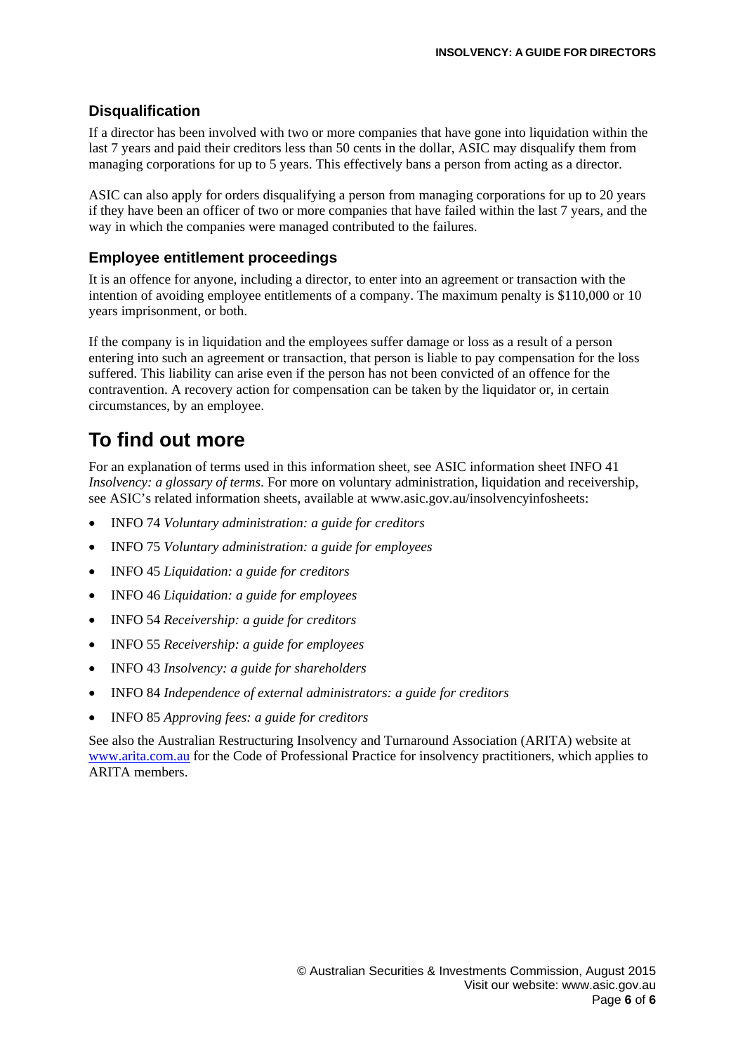### Disqualification

If a director has been involved with two or more companies that have gone into liquidation within the last 7 years and paid their creditors less than 50 cents in the dollar, ASIC may disqualify them from managing corporations for up to 5 years. This effectively bans a person from acting as a director.

ASIC can also apply for orders disqualifying a person from managing corporations for up to 20 years if they have been an officer of two or more companies that have failed within the last 7 years, and the way in which the companies were managed contributed to the failures.

### Employee entitlement proceedings

It is an offence for anyone, including a director, to enter into an agreement or transaction with the intention of avoiding employee entitlements of a company. The maximum penalty is $110,000 or 10 years imprisonment, or both.

If the company is in liquidation and the employees suffer damage or loss as a result of a person entering into such an agreement or transaction, that person is liable to pay compensation for the loss suffered. This liability can arise even if the person has not been convicted of an offence for the contravention. A recovery action for compensation can be taken by the liquidator or, in certain circumstances, by an employee.

## To find out more

For an explanation of terms used in this information sheet, see ASIC information sheet INFO 41 *Insolvency: a glossary of terms*. For more on voluntary administration, liquidation and receivership, see ASIC's related information sheets, available at www.asic.gov.au/insolvencyinfosheets:

- INFO 74 *Voluntary administration: a guide for creditors*
- INFO 75 *Voluntary administration: a guide for employees*
- INFO 45 *Liquidation: a guide for creditors*
- INFO 46 *Liquidation: a guide for employees*
- INFO 54 *Receivership: a guide for creditors*
- INFO 55 *Receivership: a guide for employees*
- INFO 43 *Insolvency: a guide for shareholders*
- INFO 84 *Independence of external administrators: a guide for creditors*
- INFO 85 *Approving fees: a guide for creditors*

See also the Australian Restructuring Insolvency and Turnaround Association (ARITA) website at www.arita.com.au for the Code of Professional Practice for insolvency practitioners, which applies to ARITA members.

© Australian Securities & Investments Commission, August 2015
Visit our website: www.asic.gov.au